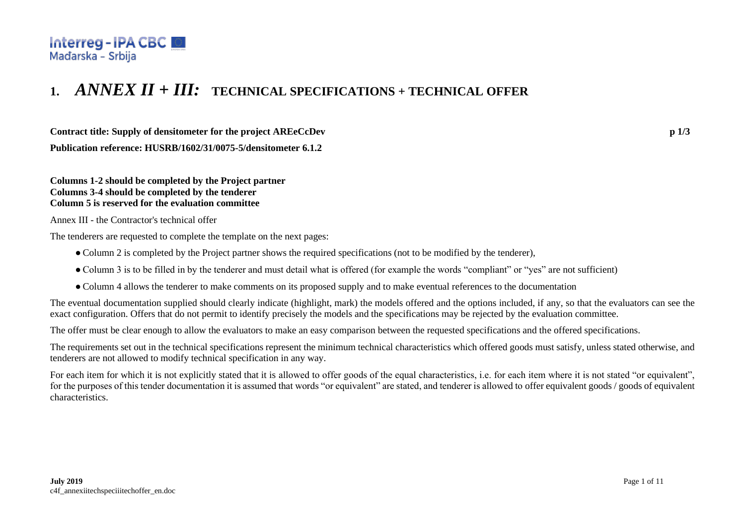# 1. *ANNEX II + III:* TECHNICAL SPECIFICATIONS + TECHNICAL OFFER

**Contract title: Supply of densitometer for the project AREeCcDev** **p 1/3**

**Publication reference: HUSRB/1602/31/0075-5/densitometer 6.1.2**

**Columns 1-2 should be completed by the Project partner**
**Columns 3-4 should be completed by the tenderer**
**Column 5 is reserved for the evaluation committee**

Annex III - the Contractor's technical offer

The tenderers are requested to complete the template on the next pages:

- Column 2 is completed by the Project partner shows the required specifications (not to be modified by the tenderer),
- Column 3 is to be filled in by the tenderer and must detail what is offered (for example the words "compliant" or "yes" are not sufficient)
- Column 4 allows the tenderer to make comments on its proposed supply and to make eventual references to the documentation

The eventual documentation supplied should clearly indicate (highlight, mark) the models offered and the options included, if any, so that the evaluators can see the exact configuration. Offers that do not permit to identify precisely the models and the specifications may be rejected by the evaluation committee.

The offer must be clear enough to allow the evaluators to make an easy comparison between the requested specifications and the offered specifications.

The requirements set out in the technical specifications represent the minimum technical characteristics which offered goods must satisfy, unless stated otherwise, and tenderers are not allowed to modify technical specification in any way.

For each item for which it is not explicitly stated that it is allowed to offer goods of the equal characteristics, i.e. for each item where it is not stated "or equivalent", for the purposes of this tender documentation it is assumed that words "or equivalent" are stated, and tenderer is allowed to offer equivalent goods / goods of equivalent characteristics.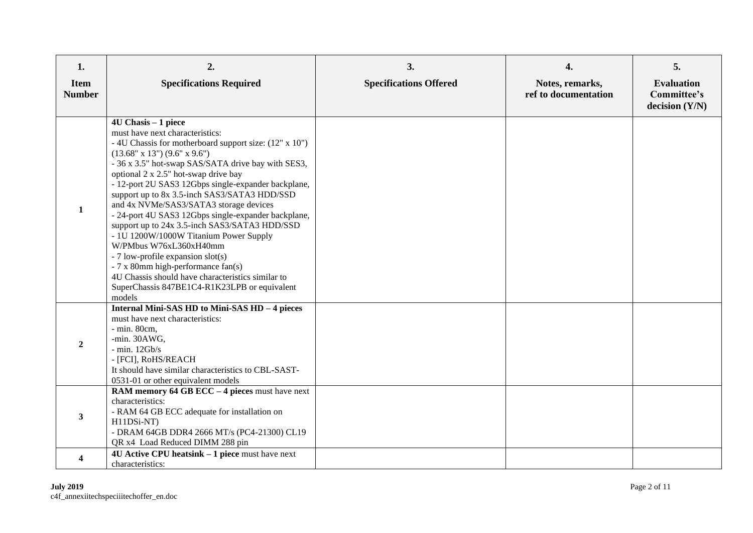| 1. Item Number | 2. Specifications Required | 3. Specifications Offered | 4. Notes, remarks, ref to documentation | 5. Evaluation Committee's decision (Y/N) |
|---|---|---|---|---|
| **1** | **4U Chasis – 1 piece**<br>must have next characteristics:<br>- 4U Chassis for motherboard support size: (12" x 10") (13.68" x 13") (9.6" x 9.6")<br>- 36 x 3.5" hot-swap SAS/SATA drive bay with SES3, optional 2 x 2.5" hot-swap drive bay<br>- 12-port 2U SAS3 12Gbps single-expander backplane, support up to 8x 3.5-inch SAS3/SATA3 HDD/SSD and 4x NVMe/SAS3/SATA3 storage devices<br>- 24-port 4U SAS3 12Gbps single-expander backplane, support up to 24x 3.5-inch SAS3/SATA3 HDD/SSD<br>- 1U 1200W/1000W Titanium Power Supply W/PMbus W76xL360xH40mm<br>- 7 low-profile expansion slot(s)<br>- 7 x 80mm high-performance fan(s)<br>4U Chassis should have characteristics similar to SuperChassis 847BE1C4-R1K23LPB or equivalent models | | | |
| **2** | **Internal Mini-SAS HD to Mini-SAS HD – 4 pieces**<br>must have next characteristics:<br>- min. 80cm,<br>-min. 30AWG,<br>- min. 12Gb/s<br>- [FCI], RoHS/REACH<br>It should have similar characteristics to CBL-SAST-0531-01 or other equivalent models | | | |
| **3** | **RAM memory 64 GB ECC – 4 pieces** must have next characteristics:<br>- RAM 64 GB ECC adequate for installation on H11DSi-NT)<br>- DRAM 64GB DDR4 2666 MT/s (PC4-21300) CL19 QR x4 Load Reduced DIMM 288 pin | | | |
| **4** | **4U Active CPU heatsink – 1 piece** must have next characteristics: | | | |

July 2019
c4f_annexiitechspeciiitechoffer_en.doc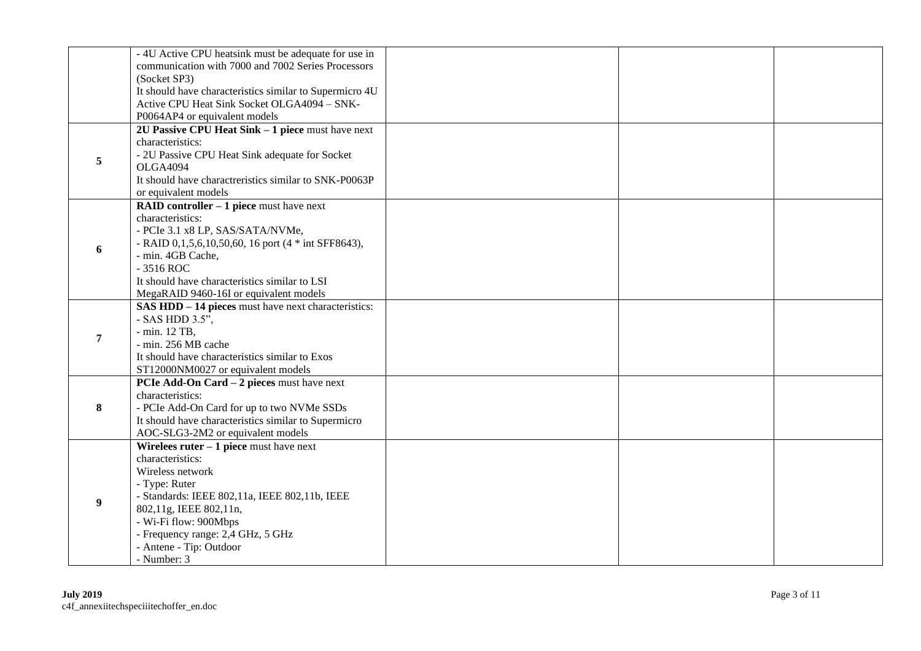| | | | | |
|---|---|---|---|---|
| | - 4U Active CPU heatsink must be adequate for use in communication with 7000 and 7002 Series Processors (Socket SP3)<br>It should have characteristics similar to Supermicro 4U Active CPU Heat Sink Socket OLGA4094 – SNK-P0064AP4 or equivalent models | | | |
| **5** | **2U Passive CPU Heat Sink – 1 piece** must have next characteristics:<br>- 2U Passive CPU Heat Sink adequate for Socket OLGA4094<br>It should have charactreristics similar to SNK-P0063P or equivalent models | | | |
| **6** | **RAID controller – 1 piece** must have next characteristics:<br>- PCIe 3.1 x8 LP, SAS/SATA/NVMe,<br>- RAID 0,1,5,6,10,50,60, 16 port (4 * int SFF8643),<br>- min. 4GB Cache,<br>- 3516 ROC<br>It should have characteristics similar to LSI MegaRAID 9460-16I or equivalent models | | | |
| **7** | **SAS HDD – 14 pieces** must have next characteristics:<br>- SAS HDD 3.5",<br>- min. 12 TB,<br>- min. 256 MB cache<br>It should have characteristics similar to Exos ST12000NM0027 or equivalent models | | | |
| **8** | **PCIe Add-On Card – 2 pieces** must have next characteristics:<br>- PCIe Add-On Card for up to two NVMe SSDs<br>It should have characteristics similar to Supermicro AOC-SLG3-2M2 or equivalent models | | | |
| **9** | **Wirelees ruter – 1 piece** must have next characteristics:<br>Wireless network<br>- Type: Ruter<br>- Standards: IEEE 802,11a, IEEE 802,11b, IEEE 802,11g, IEEE 802,11n,<br>- Wi-Fi flow: 900Mbps<br>- Frequency range: 2,4 GHz, 5 GHz<br>- Antene - Tip: Outdoor<br>- Number: 3 | | | |

**July 2019**
c4f_annexiitechspeciiitechoffer_en.doc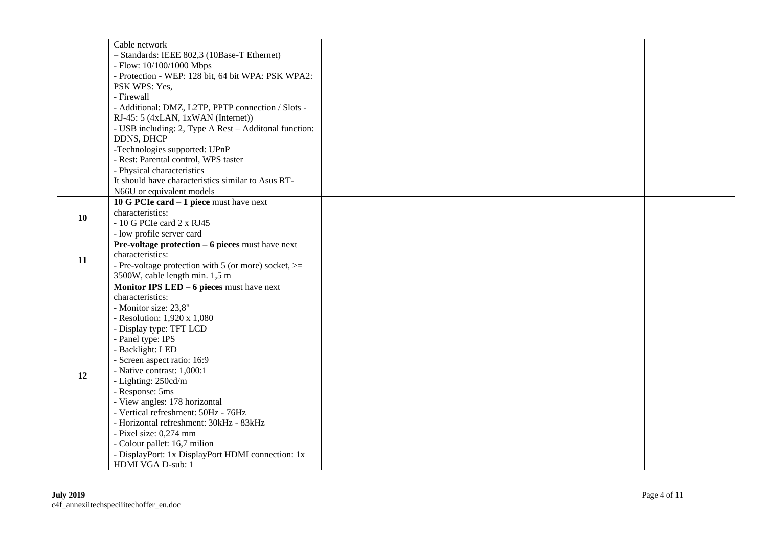|  |  |  |  |  |
|---|---|---|---|---|
|  | Cable network<br>– Standards: IEEE 802,3 (10Base-T Ethernet)<br>- Flow: 10/100/1000 Mbps<br>- Protection - WEP: 128 bit, 64 bit WPA: PSK WPA2: PSK WPS: Yes,<br>- Firewall<br>- Additional: DMZ, L2TP, PPTP connection / Slots - RJ-45: 5 (4xLAN, 1xWAN (Internet))<br>- USB including: 2, Type A Rest – Additonal function: DDNS, DHCP<br>-Technologies supported: UPnP<br>- Rest: Parental control, WPS taster<br>- Physical characteristics<br>It should have characteristics similar to Asus RT-N66U or equivalent models |  |  |  |
| **10** | **10 G PCIe card – 1 piece** must have next characteristics:<br>- 10 G PCIe card 2 x RJ45<br>- low profile server card |  |  |  |
| **11** | **Pre-voltage protection – 6 pieces** must have next characteristics:<br>- Pre-voltage protection with 5 (or more) socket, >= 3500W, cable length min. 1,5 m |  |  |  |
| **12** | **Monitor IPS LED – 6 pieces** must have next characteristics:<br>- Monitor size: 23,8"<br>- Resolution: 1,920 x 1,080<br>- Display type: TFT LCD<br>- Panel type: IPS<br>- Backlight: LED<br>- Screen aspect ratio: 16:9<br>- Native contrast: 1,000:1<br>- Lighting: 250cd/m<br>- Response: 5ms<br>- View angles: 178 horizontal<br>- Vertical refreshment: 50Hz - 76Hz<br>- Horizontal refreshment: 30kHz - 83kHz<br>- Pixel size: 0,274 mm<br>- Colour pallet: 16,7 milion<br>- DisplayPort: 1x DisplayPort HDMI connection: 1x HDMI VGA D-sub: 1 |  |  |  |

**July 2019**
c4f_annexiitechspeciitechoffer_en.doc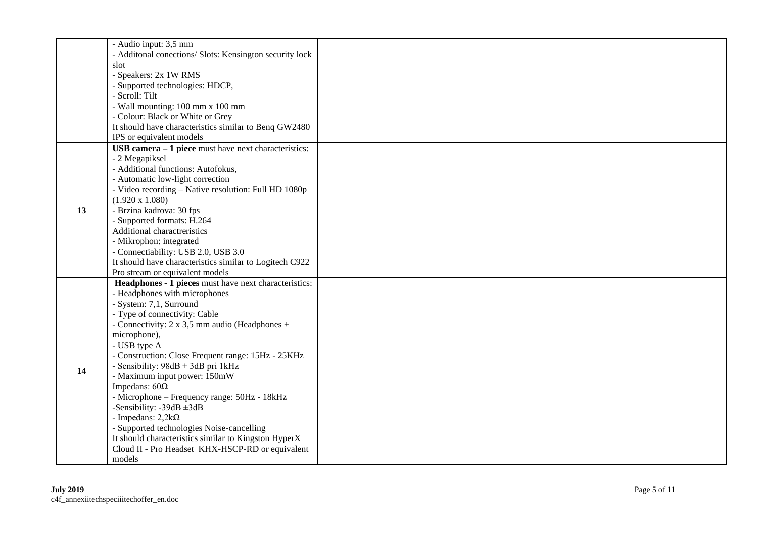| | | | | |
|---|---|---|---|---|
| | - Audio input: 3,5 mm<br>- Additonal conections/ Slots: Kensington security lock slot<br>- Speakers: 2x 1W RMS<br>- Supported technologies: HDCP,<br>- Scroll: Tilt<br>- Wall mounting: 100 mm x 100 mm<br>- Colour: Black or White or Grey<br>It should have characteristics similar to Benq GW2480 IPS or equivalent models | | | |
| **13** | **USB camera – 1 piece** must have next characteristics:<br>- 2 Megapiksel<br>- Additional functions: Autofokus,<br>- Automatic low-light correction<br>- Video recording – Native resolution: Full HD 1080p (1.920 x 1.080)<br>- Brzina kadrova: 30 fps<br>- Supported formats: H.264<br>Additional charactreristics<br>- Mikrophon: integrated<br>- Connectiability: USB 2.0, USB 3.0<br>It should have characteristics similar to Logitech C922 Pro stream or equivalent models | | | |
| **14** | **Headphones - 1 pieces** must have next characteristics:<br>- Headphones with microphones<br>- System: 7,1, Surround<br>- Type of connectivity: Cable<br>- Connectivity: 2 x 3,5 mm audio (Headphones + microphone),<br>- USB type A<br>- Construction: Close Frequent range: 15Hz - 25KHz<br>- Sensibility: 98dB ± 3dB pri 1kHz<br>- Maximum input power: 150mW<br>Impedans: 60Ω<br>- Microphone – Frequency range: 50Hz - 18kHz<br>-Sensibility: -39dB ±3dB<br>- Impedans: 2,2kΩ<br>- Supported technologies Noise-cancelling<br>It should characteristics similar to Kingston HyperX Cloud II - Pro Headset KHX-HSCP-RD or equivalent models | | | |

**July 2019**
c4f_annexiitechspeciitechoffer_en.doc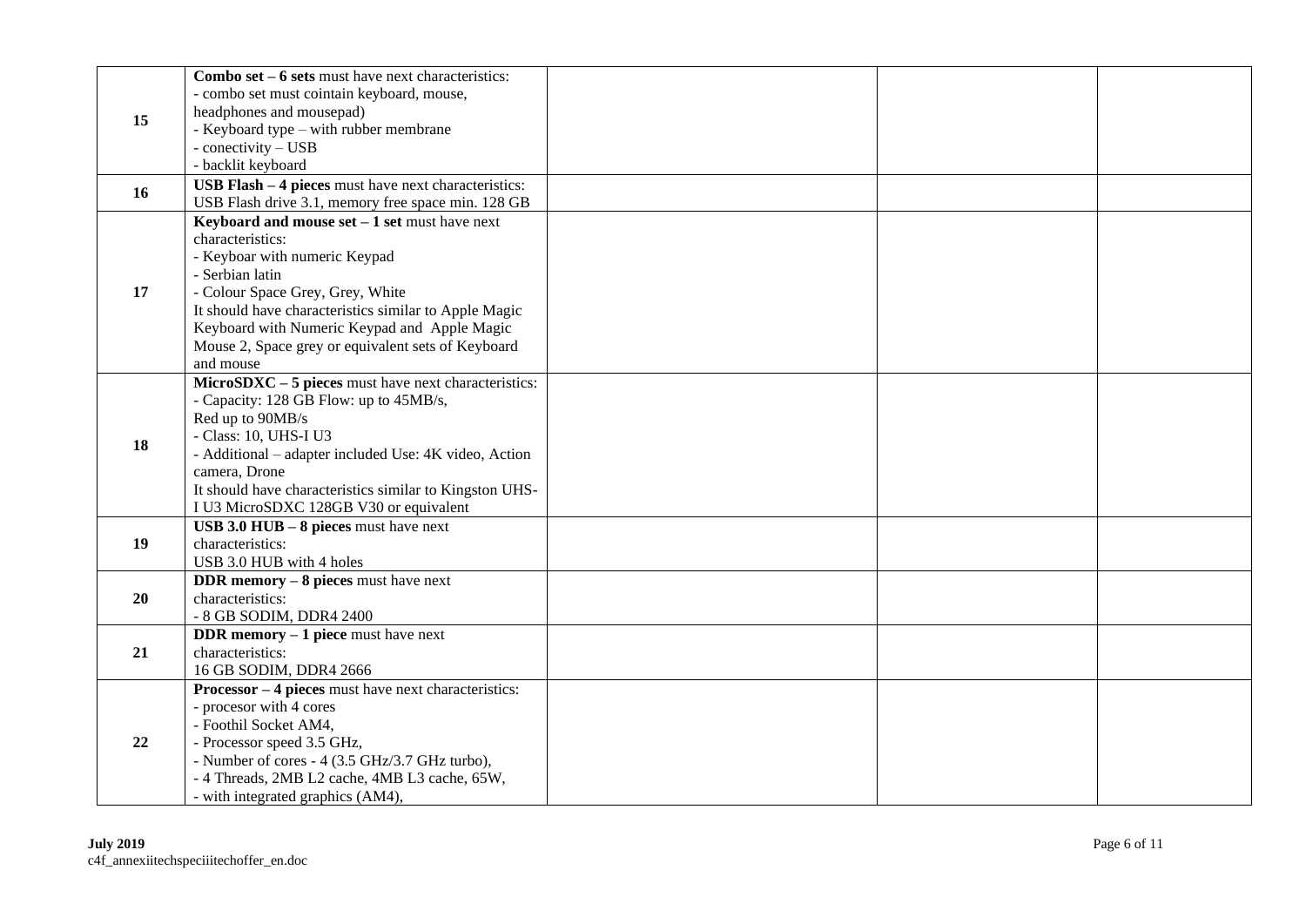| | | | | |
|---|---|---|---|---|
| **15** | **Combo set – 6 sets** must have next characteristics:<br>- combo set must cointain keyboard, mouse, headphones and mousepad)<br>- Keyboard type – with rubber membrane<br>- conectivity – USB<br>- backlit keyboard | | | |
| **16** | **USB Flash – 4 pieces** must have next characteristics:<br>USB Flash drive 3.1, memory free space min. 128 GB | | | |
| **17** | **Keyboard and mouse set – 1 set** must have next characteristics:<br>- Keyboar with numeric Keypad<br>- Serbian latin<br>- Colour Space Grey, Grey, White<br>It should have characteristics similar to Apple Magic Keyboard with Numeric Keypad and Apple Magic Mouse 2, Space grey or equivalent sets of Keyboard and mouse | | | |
| **18** | **MicroSDXC – 5 pieces** must have next characteristics:<br>- Capacity: 128 GB Flow: up to 45MB/s, Red up to 90MB/s<br>- Class: 10, UHS-I U3<br>- Additional – adapter included Use: 4K video, Action camera, Drone<br>It should have characteristics similar to Kingston UHS-I U3 MicroSDXC 128GB V30 or equivalent | | | |
| **19** | **USB 3.0 HUB – 8 pieces** must have next characteristics:<br>USB 3.0 HUB with 4 holes | | | |
| **20** | **DDR memory – 8 pieces** must have next characteristics:<br>- 8 GB SODIM, DDR4 2400 | | | |
| **21** | **DDR memory – 1 piece** must have next characteristics:<br>16 GB SODIM, DDR4 2666 | | | |
| **22** | **Processor – 4 pieces** must have next characteristics:<br>- procesor with 4 cores<br>- Foothil Socket AM4,<br>- Processor speed 3.5 GHz,<br>- Number of cores - 4 (3.5 GHz/3.7 GHz turbo),<br>- 4 Threads, 2MB L2 cache, 4MB L3 cache, 65W,<br>- with integrated graphics (AM4), | | | |

**July 2019**
c4f_annexiitechspeciiitechoffer_en.doc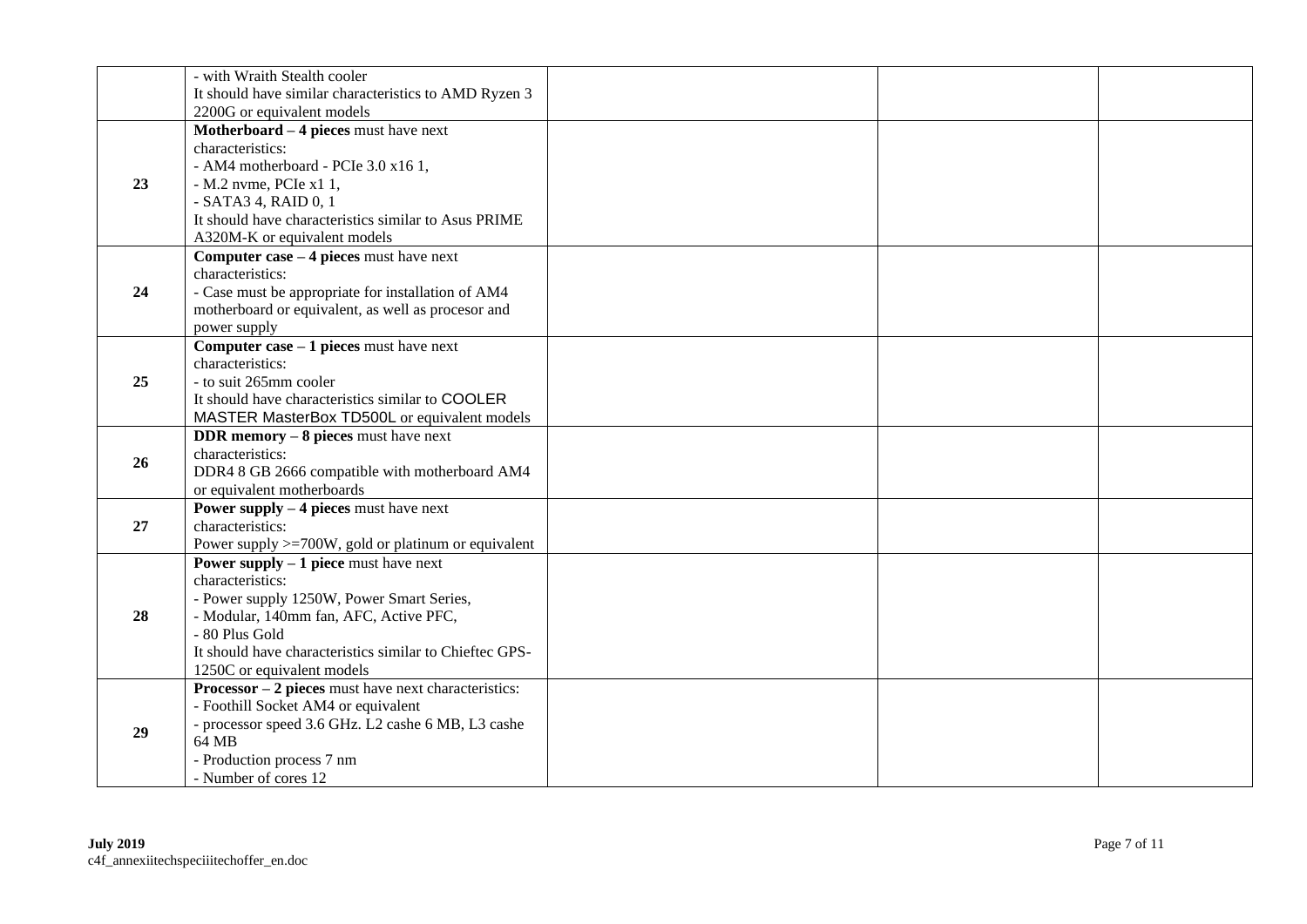| | | | | |
|---|---|---|---|---|
| | - with Wraith Stealth cooler<br>It should have similar characteristics to AMD Ryzen 3 2200G or equivalent models | | | |
| **23** | **Motherboard – 4 pieces** must have next characteristics:<br>- AM4 motherboard - PCIe 3.0 x16 1,<br>- M.2 nvme, PCIe x1 1,<br>- SATA3 4, RAID 0, 1<br>It should have characteristics similar to Asus PRIME A320M-K or equivalent models | | | |
| **24** | **Computer case – 4 pieces** must have next characteristics:<br>- Case must be appropriate for installation of AM4 motherboard or equivalent, as well as procesor and power supply | | | |
| **25** | **Computer case – 1 pieces** must have next characteristics:<br>- to suit 265mm cooler<br>It should have characteristics similar to COOLER MASTER MasterBox TD500L or equivalent models | | | |
| **26** | **DDR memory – 8 pieces** must have next characteristics:<br>DDR4 8 GB 2666 compatible with motherboard AM4 or equivalent motherboards | | | |
| **27** | **Power supply – 4 pieces** must have next characteristics:<br>Power supply >=700W, gold or platinum or equivalent | | | |
| **28** | **Power supply – 1 piece** must have next characteristics:<br>- Power supply 1250W, Power Smart Series,<br>- Modular, 140mm fan, AFC, Active PFC,<br>- 80 Plus Gold<br>It should have characteristics similar to Chieftec GPS-1250C or equivalent models | | | |
| **29** | **Processor – 2 pieces** must have next characteristics:<br>- Foothill Socket AM4 or equivalent<br>- processor speed 3.6 GHz. L2 cashe 6 MB, L3 cashe 64 MB<br>- Production process 7 nm<br>- Number of cores 12 | | | |

**July 2019**
c4f_annexiitechspeciitechoffer_en.doc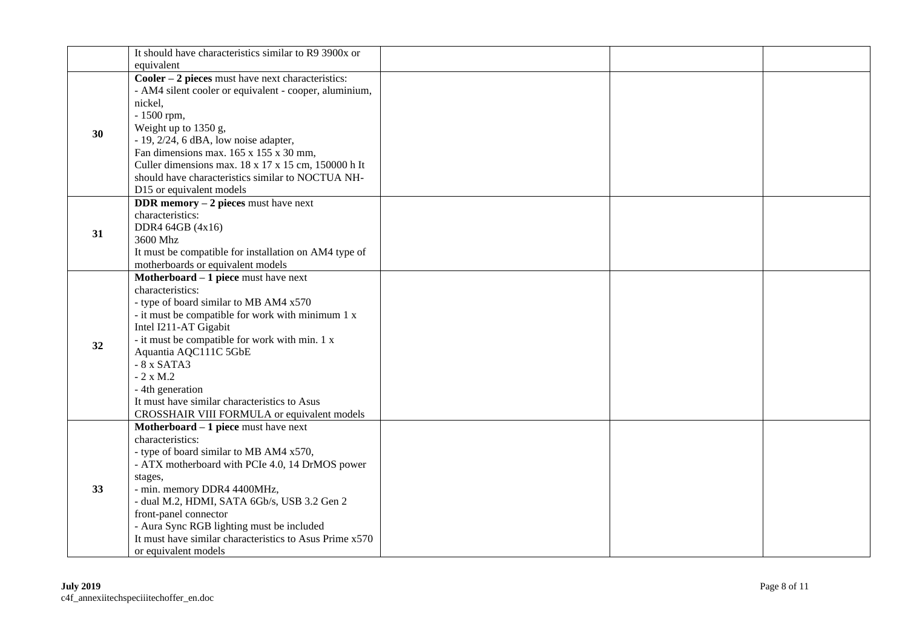| | | | | |
|---|---|---|---|---|
| | It should have characteristics similar to R9 3900x or equivalent | | | |
| **30** | **Cooler – 2 pieces** must have next characteristics:<br>- AM4 silent cooler or equivalent - cooper, aluminium, nickel,<br>- 1500 rpm,<br>Weight up to 1350 g,<br>- 19, 2/24, 6 dBA, low noise adapter,<br>Fan dimensions max. 165 x 155 x 30 mm,<br>Culler dimensions max. 18 x 17 x 15 cm, 150000 h It should have characteristics similar to NOCTUA NH-D15 or equivalent models | | | |
| **31** | **DDR memory – 2 pieces** must have next characteristics:<br>DDR4 64GB (4x16)<br>3600 Mhz<br>It must be compatible for installation on AM4 type of motherboards or equivalent models | | | |
| **32** | **Motherboard – 1 piece** must have next characteristics:<br>- type of board similar to MB AM4 x570<br>- it must be compatible for work with minimum 1 x Intel I211-AT Gigabit<br>- it must be compatible for work with min. 1 x Aquantia AQC111C 5GbE<br>- 8 x SATA3<br>- 2 x M.2<br>- 4th generation<br>It must have similar characteristics to Asus CROSSHAIR VIII FORMULA or equivalent models | | | |
| **33** | **Motherboard – 1 piece** must have next characteristics:<br>- type of board similar to MB AM4 x570,<br>- ATX motherboard with PCIe 4.0, 14 DrMOS power stages,<br>- min. memory DDR4 4400MHz,<br>- dual M.2, HDMI, SATA 6Gb/s, USB 3.2 Gen 2 front-panel connector<br>- Aura Sync RGB lighting must be included<br>It must have similar characteristics to Asus Prime x570 or equivalent models | | | |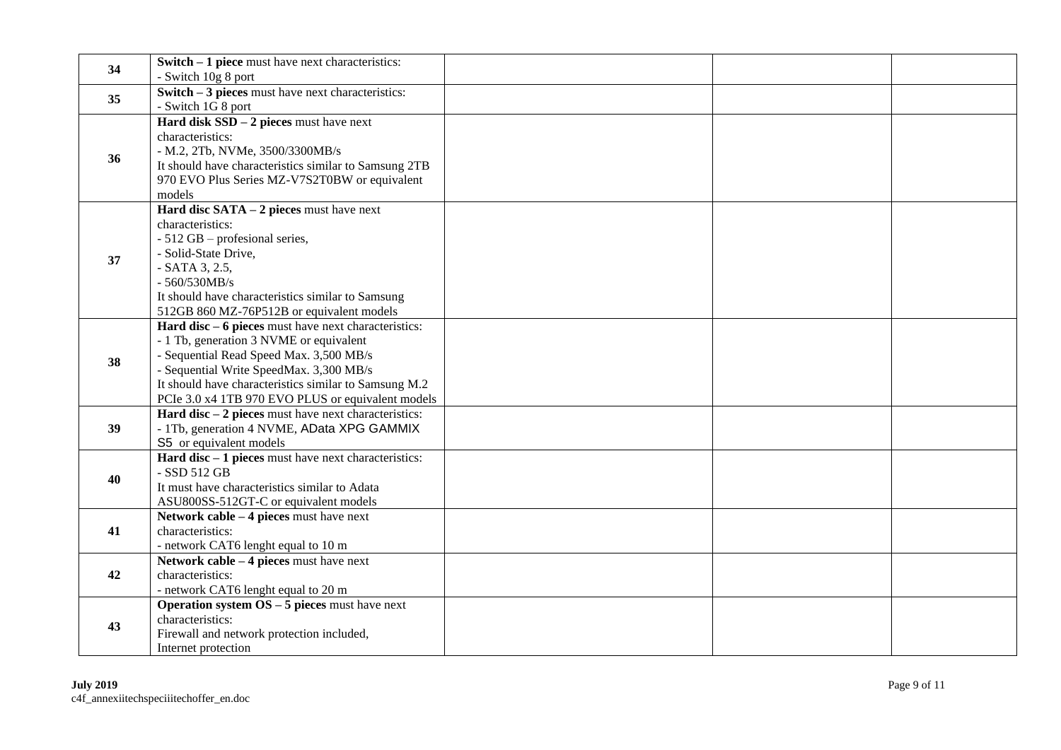| | | | | |
|---|---|---|---|---|
| **34** | **Switch – 1 piece** must have next characteristics:<br>- Switch 10g 8 port | | | |
| **35** | **Switch – 3 pieces** must have next characteristics:<br>- Switch 1G 8 port | | | |
| **36** | **Hard disk SSD – 2 pieces** must have next characteristics:<br>- M.2, 2Tb, NVMe, 3500/3300MB/s<br>It should have characteristics similar to Samsung 2TB 970 EVO Plus Series MZ-V7S2T0BW or equivalent models | | | |
| **37** | **Hard disc SATA – 2 pieces** must have next characteristics:<br>- 512 GB – profesional series,<br>- Solid-State Drive,<br>- SATA 3, 2.5,<br>- 560/530MB/s<br>It should have characteristics similar to Samsung 512GB 860 MZ-76P512B or equivalent models | | | |
| **38** | **Hard disc – 6 pieces** must have next characteristics:<br>- 1 Tb, generation 3 NVME or equivalent<br>- Sequential Read Speed Max. 3,500 MB/s<br>- Sequential Write SpeedMax. 3,300 MB/s<br>It should have characteristics similar to Samsung M.2 PCIe 3.0 x4 1TB 970 EVO PLUS or equivalent models | | | |
| **39** | **Hard disc – 2 pieces** must have next characteristics:<br>- 1Tb, generation 4 NVME, AData XPG GAMMIX S5 or equivalent models | | | |
| **40** | **Hard disc – 1 pieces** must have next characteristics:<br>- SSD 512 GB<br>It must have characteristics similar to Adata ASU800SS-512GT-C or equivalent models | | | |
| **41** | **Network cable – 4 pieces** must have next characteristics:<br>- network CAT6 lenght equal to 10 m | | | |
| **42** | **Network cable – 4 pieces** must have next characteristics:<br>- network CAT6 lenght equal to 20 m | | | |
| **43** | **Operation system OS – 5 pieces** must have next characteristics:<br>Firewall and network protection included,<br>Internet protection | | | |

**July 2019**
c4f_annexiitechspeciiitechoffer_en.doc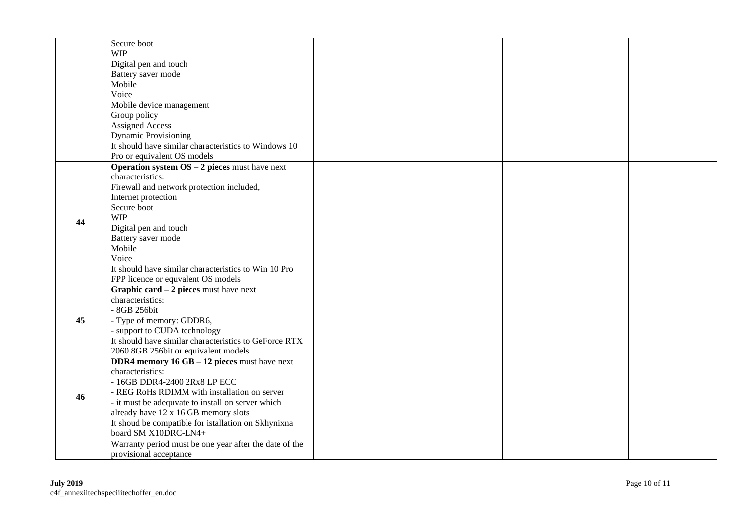| | | | | |
|---|---|---|---|---|
| | Secure boot<br>WIP<br>Digital pen and touch<br>Battery saver mode<br>Mobile<br>Voice<br>Mobile device management<br>Group policy<br>Assigned Access<br>Dynamic Provisioning<br>It should have similar characteristics to Windows 10 Pro or equivalent OS models | | | |
| **44** | **Operation system OS – 2 pieces** must have next characteristics:<br>Firewall and network protection included,<br>Internet protection<br>Secure boot<br>WIP<br>Digital pen and touch<br>Battery saver mode<br>Mobile<br>Voice<br>It should have similar characteristics to Win 10 Pro FPP licence or equvalent OS models | | | |
| **45** | **Graphic card – 2 pieces** must have next characteristics:<br>- 8GB 256bit<br>- Type of memory: GDDR6,<br>- support to CUDA technology<br>It should have similar characteristics to GeForce RTX 2060 8GB 256bit or equivalent models | | | |
| **46** | **DDR4 memory 16 GB – 12 pieces** must have next characteristics:<br>- 16GB DDR4-2400 2Rx8 LP ECC<br>- REG RoHs RDIMM with installation on server<br>- it must be adequvate to install on server which already have 12 x 16 GB memory slots<br>It shoud be compatible for istallation on Skhynixna board SM X10DRC-LN4+ | | | |
| | Warranty period must be one year after the date of the provisional acceptance | | | |

**July 2019**
c4f_annexiitechspeciiitechoffer_en.doc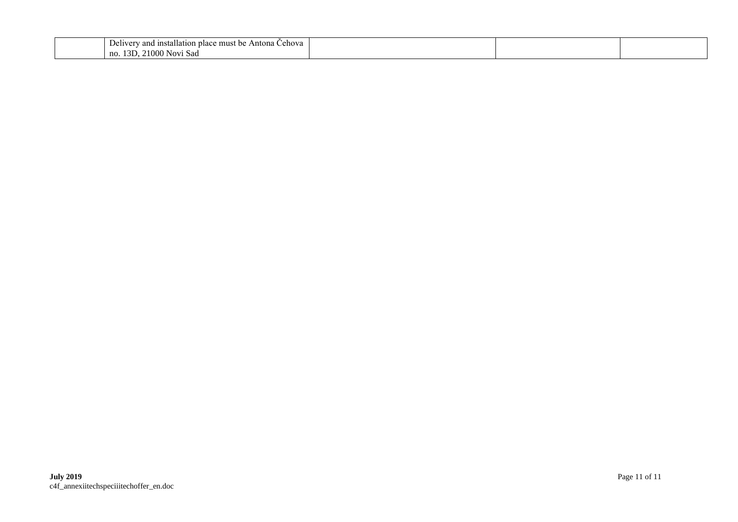| | | | | |
|---|---|---|---|---|
| | Delivery and installation place must be Antona Čehova no. 13D, 21000 Novi Sad | | | |